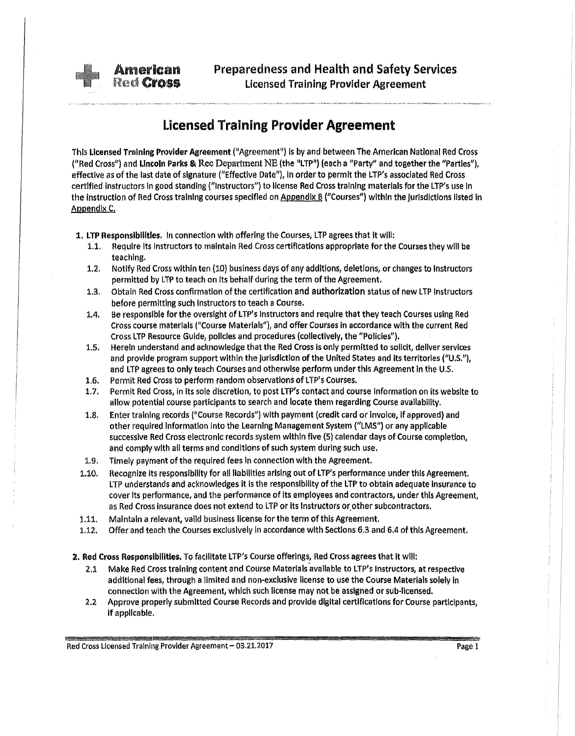# Licensed Training Provider Agreement

This **Licensed Training Provider Agreement** ("Agreement") is by and between The American National Red Cross ("Red Cross") and **Lincoln Parks & Rec Department NE** (the "LTP") (each a "Party" and together the "Parties"), effective as of the last date of signature ("Effective Date"), in order to permit the LTP's associated Red Cross certified instructors in good standing ("Instructors") to license Red Cross training materials for the LTP's use in the instruction of Red Cross training courses specified on Appendix B ("Courses") within the jurisdictions listed in Appendix C.

**1. LTP Responsibilities.** In connection with offering the Courses, LTP agrees that it will:

1.1. Require its Instructors to maintain Red Cross certifications appropriate for the Courses they will be teaching.

1.2. Notify Red Cross within ten (10) business days of any additions, deletions, or changes to Instructors permitted by LTP to teach on its behalf during the term of the Agreement.

1.3. Obtain Red Cross confirmation of the certification and authorization status of new LTP Instructors before permitting such Instructors to teach a Course.

1.4. Be responsible for the oversight of LTP's Instructors and require that they teach Courses using Red Cross course materials ("Course Materials"), and offer Courses in accordance with the current Red Cross LTP Resource Guide, policies and procedures (collectively, the "Policies").

1.5. Herein understand and acknowledge that the Red Cross is only permitted to solicit, deliver services and provide program support within the jurisdiction of the United States and its territories ("U.S."), and LTP agrees to only teach Courses and otherwise perform under this Agreement in the U.S.

1.6. Permit Red Cross to perform random observations of LTP's Courses.

1.7. Permit Red Cross, in its sole discretion, to post LTP's contact and course information on its website to allow potential course participants to search and locate them regarding Course availability.

1.8. Enter training records ("Course Records") with payment (credit card or invoice, if approved) and other required information into the Learning Management System ("LMS") or any applicable successive Red Cross electronic records system within five (5) calendar days of Course completion, and comply with all terms and conditions of such system during such use.

1.9. Timely payment of the required fees in connection with the Agreement.

1.10. Recognize its responsibility for all liabilities arising out of LTP's performance under this Agreement. LTP understands and acknowledges it is the responsibility of the LTP to obtain adequate insurance to cover its performance, and the performance of its employees and contractors, under this Agreement, as Red Cross insurance does not extend to LTP or its Instructors or other subcontractors.

1.11. Maintain a relevant, valid business license for the term of this Agreement.

1.12. Offer and teach the Courses exclusively in accordance with Sections 6.3 and 6.4 of this Agreement.

**2. Red Cross Responsibilities.** To facilitate LTP's Course offerings, Red Cross agrees that it will:

2.1 Make Red Cross training content and Course Materials available to LTP's Instructors, at respective additional fees, through a limited and non-exclusive license to use the Course Materials solely in connection with the Agreement, which such license may not be assigned or sub-licensed.

2.2 Approve properly submitted Course Records and provide digital certifications for Course participants, if applicable.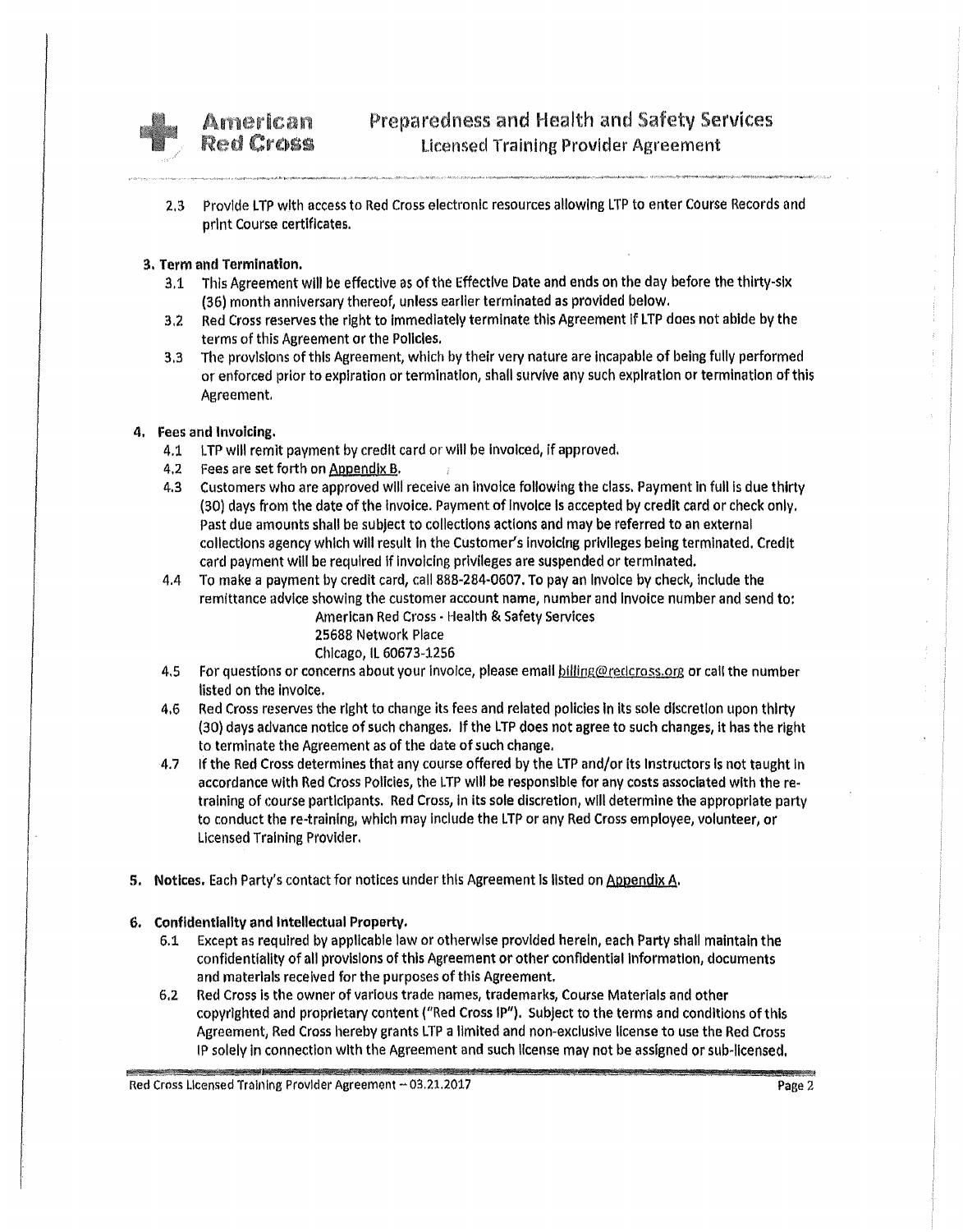2.3 Provide LTP with access to Red Cross electronic resources allowing LTP to enter Course Records and print Course certificates.

**3. Term and Termination.**

3.1 This Agreement will be effective as of the Effective Date and ends on the day before the thirty-six (36) month anniversary thereof, unless earlier terminated as provided below.

3.2 Red Cross reserves the right to immediately terminate this Agreement if LTP does not abide by the terms of this Agreement or the Policies.

3.3 The provisions of this Agreement, which by their very nature are incapable of being fully performed or enforced prior to expiration or termination, shall survive any such expiration or termination of this Agreement.

**4. Fees and Invoicing.**

4.1 LTP will remit payment by credit card or will be invoiced, if approved.

4.2 Fees are set forth on Appendix B.

4.3 Customers who are approved will receive an invoice following the class. Payment in full is due thirty (30) days from the date of the invoice. Payment of invoice is accepted by credit card or check only. Past due amounts shall be subject to collections actions and may be referred to an external collections agency which will result in the Customer's invoicing privileges being terminated. Credit card payment will be required if invoicing privileges are suspended or terminated.

4.4 To make a payment by credit card, call 888-284-0607. To pay an invoice by check, include the remittance advice showing the customer account name, number and invoice number and send to:

American Red Cross - Health & Safety Services
25688 Network Place
Chicago, IL 60673-1256

4.5 For questions or concerns about your invoice, please email billing@redcross.org or call the number listed on the invoice.

4.6 Red Cross reserves the right to change its fees and related policies in its sole discretion upon thirty (30) days advance notice of such changes. If the LTP does not agree to such changes, it has the right to terminate the Agreement as of the date of such change.

4.7 If the Red Cross determines that any course offered by the LTP and/or its Instructors is not taught in accordance with Red Cross Policies, the LTP will be responsible for any costs associated with the re-training of course participants. Red Cross, in its sole discretion, will determine the appropriate party to conduct the re-training, which may include the LTP or any Red Cross employee, volunteer, or Licensed Training Provider.

**5. Notices.** Each Party's contact for notices under this Agreement is listed on Appendix A.

**6. Confidentiality and Intellectual Property.**

6.1 Except as required by applicable law or otherwise provided herein, each Party shall maintain the confidentiality of all provisions of this Agreement or other confidential information, documents and materials received for the purposes of this Agreement.

6.2 Red Cross is the owner of various trade names, trademarks, Course Materials and other copyrighted and proprietary content ("Red Cross IP"). Subject to the terms and conditions of this Agreement, Red Cross hereby grants LTP a limited and non-exclusive license to use the Red Cross IP solely in connection with the Agreement and such license may not be assigned or sub-licensed.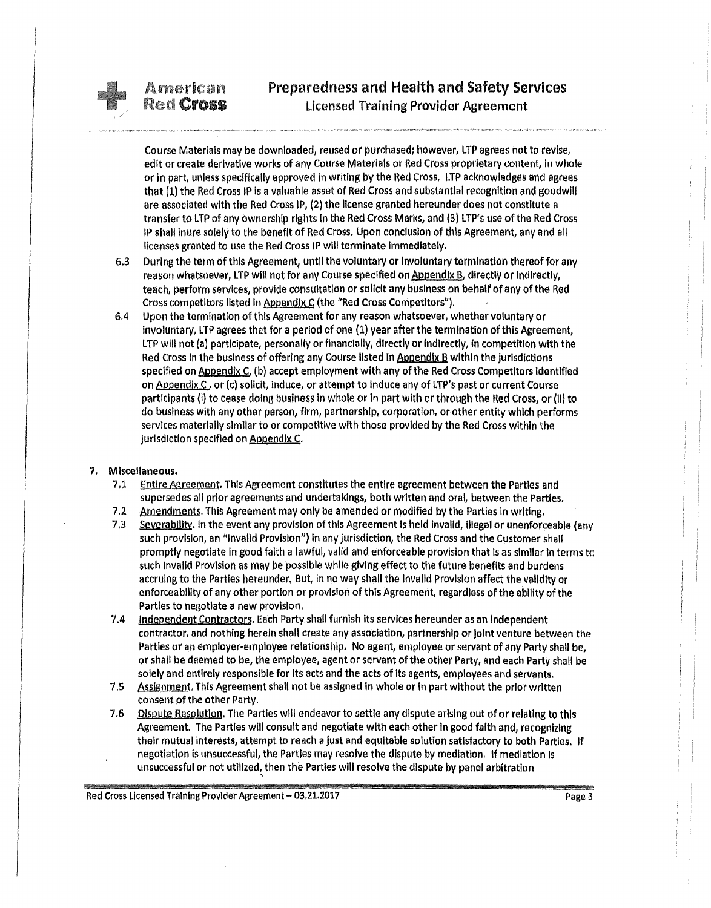Course Materials may be downloaded, reused or purchased; however, LTP agrees not to revise, edit or create derivative works of any Course Materials or Red Cross proprietary content, in whole or in part, unless specifically approved in writing by the Red Cross. LTP acknowledges and agrees that (1) the Red Cross IP is a valuable asset of Red Cross and substantial recognition and goodwill are associated with the Red Cross IP, (2) the license granted hereunder does not constitute a transfer to LTP of any ownership rights in the Red Cross Marks, and (3) LTP's use of the Red Cross IP shall inure solely to the benefit of Red Cross. Upon conclusion of this Agreement, any and all licenses granted to use the Red Cross IP will terminate immediately.

6.3 During the term of this Agreement, until the voluntary or involuntary termination thereof for any reason whatsoever, LTP will not for any Course specified on Appendix B, directly or indirectly, teach, perform services, provide consultation or solicit any business on behalf of any of the Red Cross competitors listed in Appendix C (the "Red Cross Competitors").

6.4 Upon the termination of this Agreement for any reason whatsoever, whether voluntary or involuntary, LTP agrees that for a period of one (1) year after the termination of this Agreement, LTP will not (a) participate, personally or financially, directly or indirectly, in competition with the Red Cross in the business of offering any Course listed in Appendix B within the jurisdictions specified on Appendix C, (b) accept employment with any of the Red Cross Competitors identified on Appendix C, or (c) solicit, induce, or attempt to induce any of LTP's past or current Course participants (i) to cease doing business in whole or in part with or through the Red Cross, or (ii) to do business with any other person, firm, partnership, corporation, or other entity which performs services materially similar to or competitive with those provided by the Red Cross within the jurisdiction specified on Appendix C.

**7. Miscellaneous.**

7.1 Entire Agreement. This Agreement constitutes the entire agreement between the Parties and supersedes all prior agreements and undertakings, both written and oral, between the Parties.

7.2 Amendments. This Agreement may only be amended or modified by the Parties in writing.

7.3 Severability. In the event any provision of this Agreement is held invalid, illegal or unenforceable (any such provision, an "Invalid Provision") in any jurisdiction, the Red Cross and the Customer shall promptly negotiate in good faith a lawful, valid and enforceable provision that is as similar in terms to such Invalid Provision as may be possible while giving effect to the future benefits and burdens accruing to the Parties hereunder. But, in no way shall the Invalid Provision affect the validity or enforceability of any other portion or provision of this Agreement, regardless of the ability of the Parties to negotiate a new provision.

7.4 Independent Contractors. Each Party shall furnish its services hereunder as an independent contractor, and nothing herein shall create any association, partnership or joint venture between the Parties or an employer-employee relationship. No agent, employee or servant of any Party shall be, or shall be deemed to be, the employee, agent or servant of the other Party, and each Party shall be solely and entirely responsible for its acts and the acts of its agents, employees and servants.

7.5 Assignment. This Agreement shall not be assigned in whole or in part without the prior written consent of the other Party.

7.6 Dispute Resolution. The Parties will endeavor to settle any dispute arising out of or relating to this Agreement. The Parties will consult and negotiate with each other in good faith and, recognizing their mutual interests, attempt to reach a just and equitable solution satisfactory to both Parties. If negotiation is unsuccessful, the Parties may resolve the dispute by mediation. If mediation is unsuccessful or not utilized, then the Parties will resolve the dispute by panel arbitration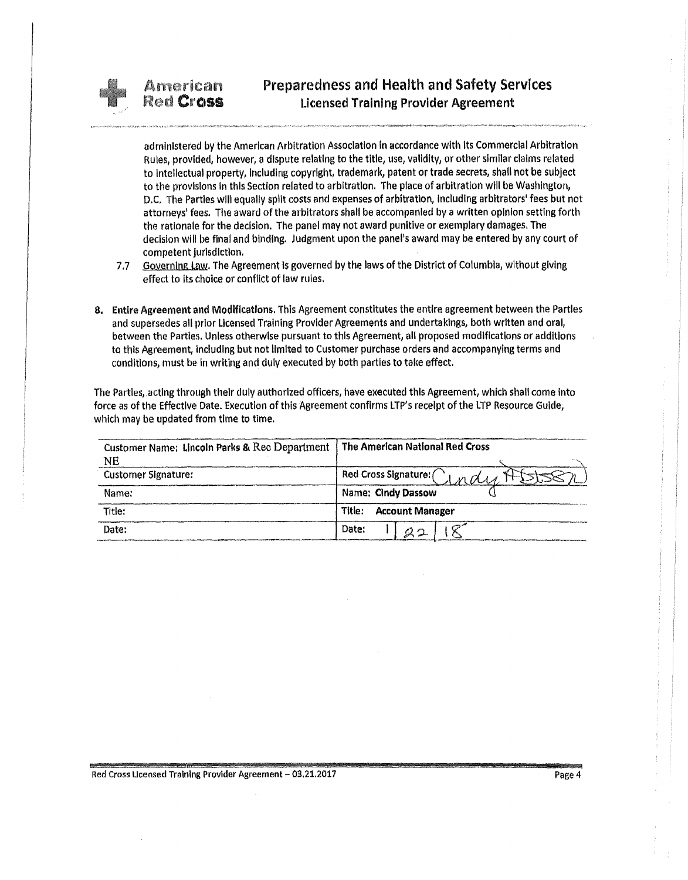administered by the American Arbitration Association in accordance with its Commercial Arbitration Rules, provided, however, a dispute relating to the title, use, validity, or other similar claims related to intellectual property, including copyright, trademark, patent or trade secrets, shall not be subject to the provisions in this Section related to arbitration. The place of arbitration will be Washington, D.C. The Parties will equally split costs and expenses of arbitration, including arbitrators' fees but not attorneys' fees. The award of the arbitrators shall be accompanied by a written opinion setting forth the rationale for the decision. The panel may not award punitive or exemplary damages. The decision will be final and binding. Judgment upon the panel's award may be entered by any court of competent jurisdiction.

7.7 Governing Law. The Agreement is governed by the laws of the District of Columbia, without giving effect to its choice or conflict of law rules.

8. **Entire Agreement and Modifications.** This Agreement constitutes the entire agreement between the Parties and supersedes all prior Licensed Training Provider Agreements and undertakings, both written and oral, between the Parties. Unless otherwise pursuant to this Agreement, all proposed modifications or additions to this Agreement, including but not limited to Customer purchase orders and accompanying terms and conditions, must be in writing and duly executed by both parties to take effect.

The Parties, acting through their duly authorized officers, have executed this Agreement, which shall come into force as of the Effective Date. Execution of this Agreement confirms LTP's receipt of the LTP Resource Guide, which may be updated from time to time.

| Customer Name: Lincoln Parks & Rec Department NE | The American National Red Cross |
|---|---|
| Customer Signature: | Red Cross Signature: Cindy Dassow |
| Name: | Name: Cindy Dassow |
| Title: | Title: Account Manager |
| Date: | Date: 1/22/18 |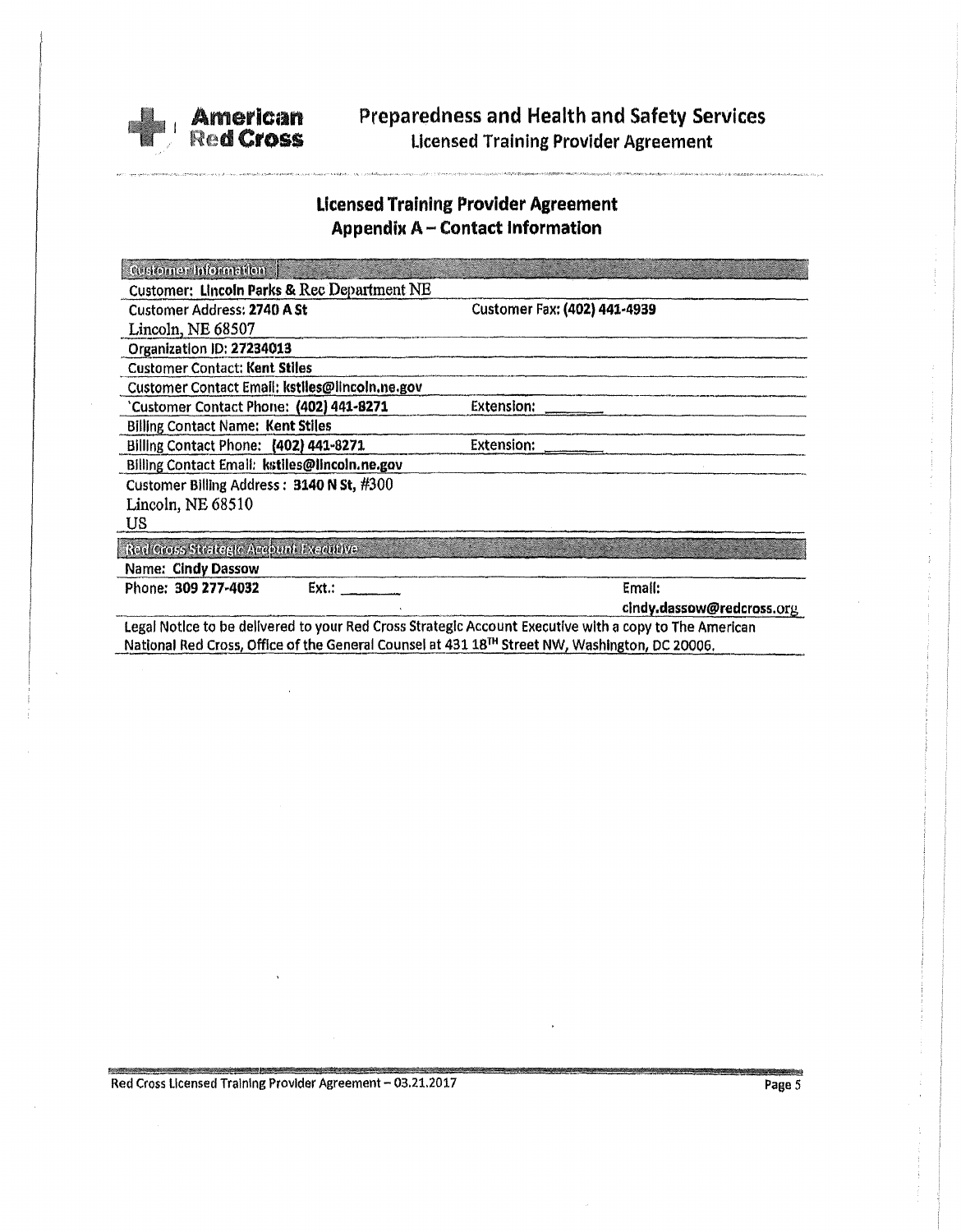**American Red Cross** | Preparedness and Health and Safety Services
Licensed Training Provider Agreement

## Licensed Training Provider Agreement
## Appendix A – Contact Information

| Customer Information | |
|---|---|
| Customer: **Lincoln Parks & Rec Department NE** | |
| Customer Address: **2740 A St** Lincoln, NE 68507 | Customer Fax: **(402) 441-4939** |
| Organization ID: **27234013** | |
| Customer Contact: **Kent Stiles** | |
| Customer Contact Email: **kstiles@lincoln.ne.gov** | |
| Customer Contact Phone: **(402) 441-8271** | Extension: ________ |
| Billing Contact Name: **Kent Stiles** | |
| Billing Contact Phone: **(402) 441-8271** | Extension: ________ |
| Billing Contact Email: **kstiles@lincoln.ne.gov** | |
| Customer Billing Address: **3140 N St, #300** Lincoln, NE 68510 US | |

| Red Cross Strategic Account Executive | | |
|---|---|---|
| Name: **Cindy Dassow** | | |
| Phone: **309 277-4032** | Ext.: ________ | Email: **cindy.dassow@redcross.org** |

Legal Notice to be delivered to your Red Cross Strategic Account Executive with a copy to The American National Red Cross, Office of the General Counsel at 431 18TH Street NW, Washington, DC 20006.

Red Cross Licensed Training Provider Agreement – 03.21.2017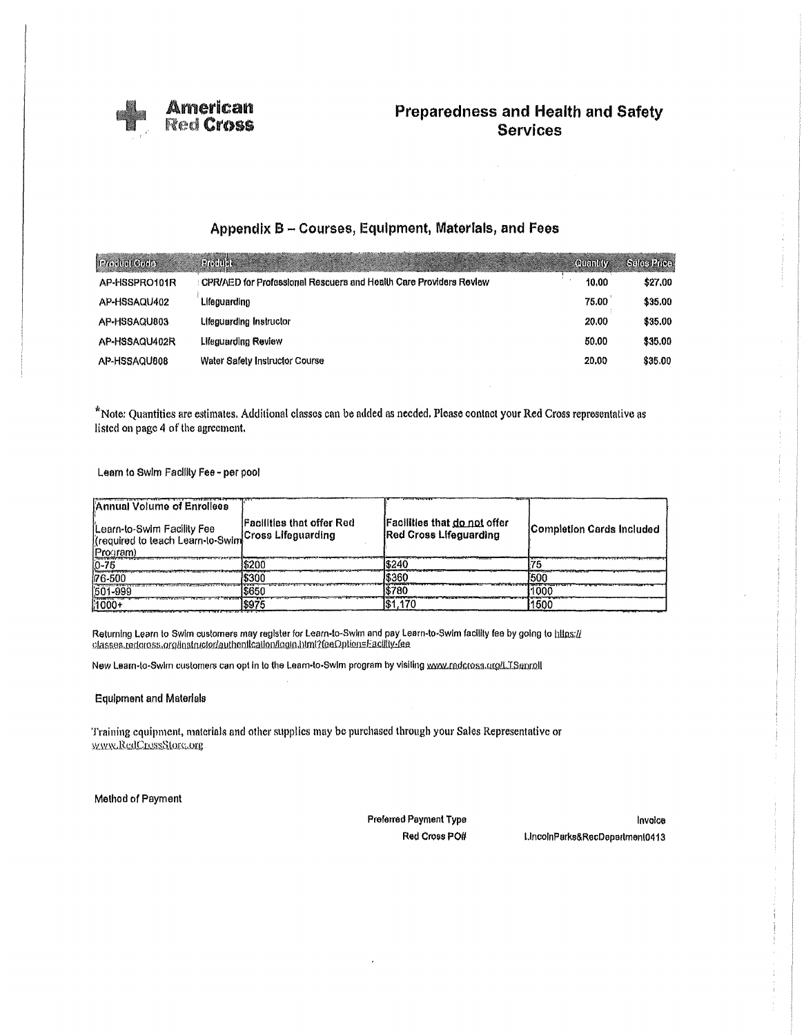American Red Cross

## Preparedness and Health and Safety Services

# Appendix B – Courses, Equipment, Materials, and Fees

| Product Code | Product | Quantity | Sales Price |
|---|---|---|---|
| AP-HSSPRO101R | CPR/AED for Professional Rescuers and Health Care Providers Review | 10.00 | $27.00 |
| AP-HSSAQU402 | Lifeguarding | 75.00 | $35.00 |
| AP-HSSAQU803 | Lifeguarding Instructor | 20.00 | $35.00 |
| AP-HSSAQU402R | Lifeguarding Review | 50.00 | $35.00 |
| AP-HSSAQU808 | Water Safety Instructor Course | 20.00 | $35.00 |

*Note: Quantities are estimates. Additional classes can be added as needed. Please contact your Red Cross representative as listed on page 4 of the agreement.

Learn to Swim Facility Fee - per pool

| Annual Volume of Enrollees<br>Learn-to-Swim Facility Fee (required to teach Learn-to-Swim Program) | Facilities that offer Red Cross Lifeguarding | Facilities that do not offer Red Cross Lifeguarding | Completion Cards Included |
|---|---|---|---|
| 0-75 | $200 | $240 | 75 |
| 76-500 | $300 | $360 | 500 |
| 501-999 | $650 | $780 | 1000 |
| 1000+ | $975 | $1,170 | 1500 |

Returning Learn to Swim customers may register for Learn-to-Swim and pay Learn-to-Swim facility fee by going to https://classes.redcross.org/instructor/authentication/login.html?feeOption=Facility-fee

New Learn-to-Swim customers can opt in to the Learn-to-Swim program by visiting www.redcross.org/LTSenroll

Equipment and Materials

Training equipment, materials and other supplies may be purchased through your Sales Representative or www.RedCrossStore.org

Method of Payment

| | |
|---|---|
| Preferred Payment Type | Invoice |
| Red Cross PO# | LincolnParks&RecDepartment0413 |